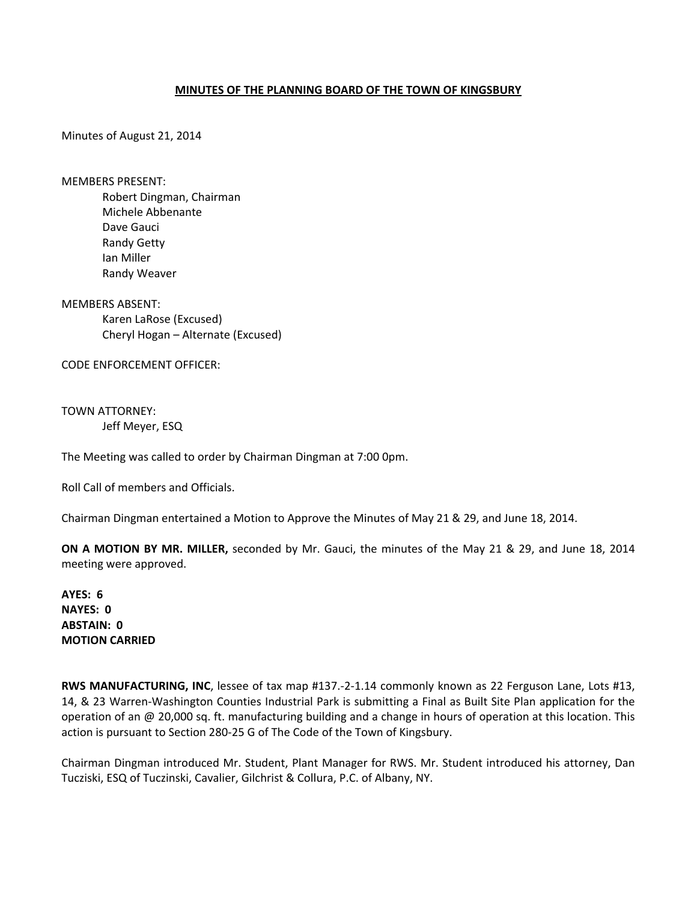**MINUTES OF THE PLANNING BOARD OF THE TOWN OF KINGSBURY**

Minutes of August 21, 2014

MEMBERS PRESENT:

Robert Dingman, Chairman
Michele Abbenante
Dave Gauci
Randy Getty
Ian Miller
Randy Weaver

MEMBERS ABSENT:

Karen LaRose (Excused)
Cheryl Hogan – Alternate (Excused)

CODE ENFORCEMENT OFFICER:

TOWN ATTORNEY:

Jeff Meyer, ESQ

The Meeting was called to order by Chairman Dingman at 7:00 0pm.

Roll Call of members and Officials.

Chairman Dingman entertained a Motion to Approve the Minutes of May 21 & 29, and June 18, 2014.

**ON A MOTION BY MR. MILLER,** seconded by Mr. Gauci, the minutes of the May 21 & 29, and June 18, 2014 meeting were approved.

**AYES: 6**
**NAYES: 0**
**ABSTAIN: 0**
**MOTION CARRIED**

**RWS MANUFACTURING, INC**, lessee of tax map #137.-2-1.14 commonly known as 22 Ferguson Lane, Lots #13, 14, & 23 Warren-Washington Counties Industrial Park is submitting a Final as Built Site Plan application for the operation of an @ 20,000 sq. ft. manufacturing building and a change in hours of operation at this location. This action is pursuant to Section 280-25 G of The Code of the Town of Kingsbury.

Chairman Dingman introduced Mr. Student, Plant Manager for RWS. Mr. Student introduced his attorney, Dan Tucziski, ESQ of Tuczinski, Cavalier, Gilchrist & Collura, P.C. of Albany, NY.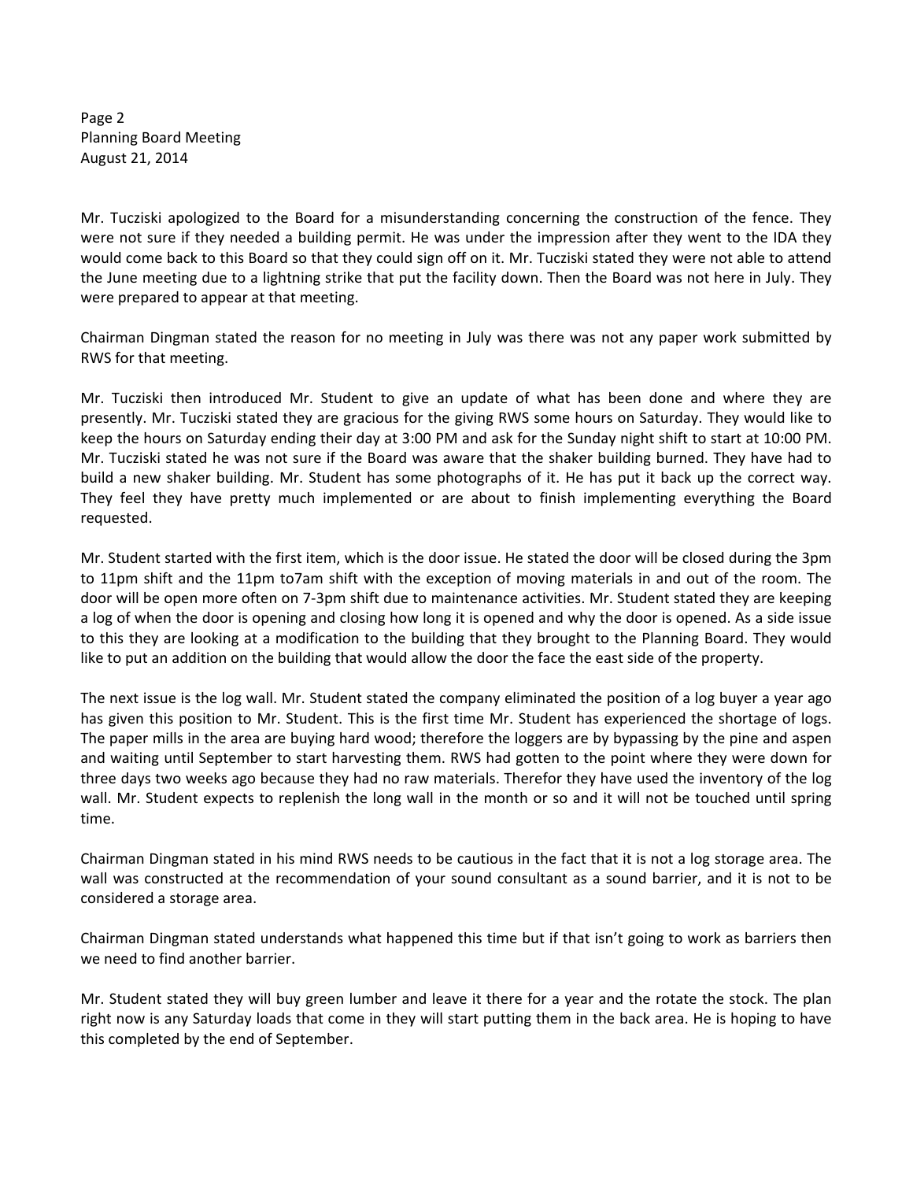Mr. Tucziski apologized to the Board for a misunderstanding concerning the construction of the fence. They were not sure if they needed a building permit. He was under the impression after they went to the IDA they would come back to this Board so that they could sign off on it. Mr. Tucziski stated they were not able to attend the June meeting due to a lightning strike that put the facility down. Then the Board was not here in July. They were prepared to appear at that meeting.

Chairman Dingman stated the reason for no meeting in July was there was not any paper work submitted by RWS for that meeting.

Mr. Tucziski then introduced Mr. Student to give an update of what has been done and where they are presently. Mr. Tucziski stated they are gracious for the giving RWS some hours on Saturday. They would like to keep the hours on Saturday ending their day at 3:00 PM and ask for the Sunday night shift to start at 10:00 PM. Mr. Tucziski stated he was not sure if the Board was aware that the shaker building burned. They have had to build a new shaker building. Mr. Student has some photographs of it. He has put it back up the correct way. They feel they have pretty much implemented or are about to finish implementing everything the Board requested.

Mr. Student started with the first item, which is the door issue. He stated the door will be closed during the 3pm to 11pm shift and the 11pm to7am shift with the exception of moving materials in and out of the room. The door will be open more often on 7-3pm shift due to maintenance activities. Mr. Student stated they are keeping a log of when the door is opening and closing how long it is opened and why the door is opened. As a side issue to this they are looking at a modification to the building that they brought to the Planning Board. They would like to put an addition on the building that would allow the door the face the east side of the property.

The next issue is the log wall. Mr. Student stated the company eliminated the position of a log buyer a year ago has given this position to Mr. Student. This is the first time Mr. Student has experienced the shortage of logs. The paper mills in the area are buying hard wood; therefore the loggers are by bypassing by the pine and aspen and waiting until September to start harvesting them. RWS had gotten to the point where they were down for three days two weeks ago because they had no raw materials. Therefor they have used the inventory of the log wall. Mr. Student expects to replenish the long wall in the month or so and it will not be touched until spring time.

Chairman Dingman stated in his mind RWS needs to be cautious in the fact that it is not a log storage area. The wall was constructed at the recommendation of your sound consultant as a sound barrier, and it is not to be considered a storage area.

Chairman Dingman stated understands what happened this time but if that isn't going to work as barriers then we need to find another barrier.

Mr. Student stated they will buy green lumber and leave it there for a year and the rotate the stock. The plan right now is any Saturday loads that come in they will start putting them in the back area. He is hoping to have this completed by the end of September.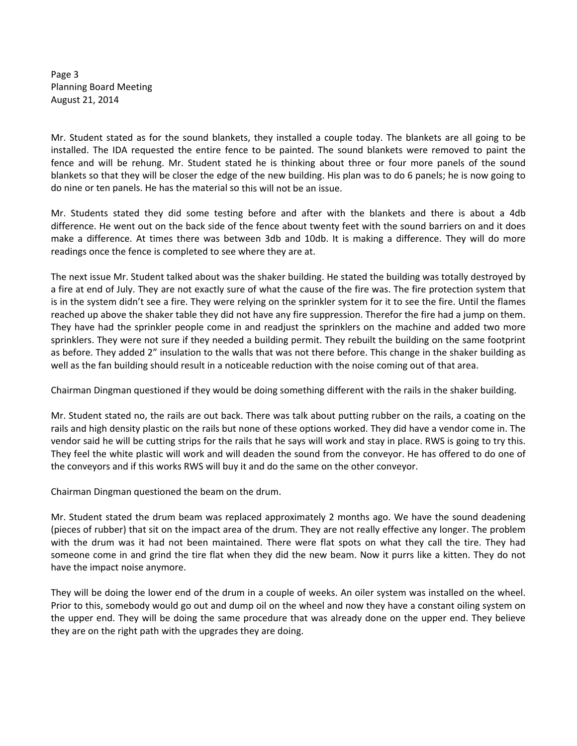Mr. Student stated as for the sound blankets, they installed a couple today. The blankets are all going to be installed. The IDA requested the entire fence to be painted. The sound blankets were removed to paint the fence and will be rehung. Mr. Student stated he is thinking about three or four more panels of the sound blankets so that they will be closer the edge of the new building. His plan was to do 6 panels; he is now going to do nine or ten panels. He has the material so this will not be an issue.

Mr. Students stated they did some testing before and after with the blankets and there is about a 4db difference. He went out on the back side of the fence about twenty feet with the sound barriers on and it does make a difference. At times there was between 3db and 10db. It is making a difference. They will do more readings once the fence is completed to see where they are at.

The next issue Mr. Student talked about was the shaker building. He stated the building was totally destroyed by a fire at end of July. They are not exactly sure of what the cause of the fire was. The fire protection system that is in the system didn't see a fire. They were relying on the sprinkler system for it to see the fire. Until the flames reached up above the shaker table they did not have any fire suppression. Therefor the fire had a jump on them. They have had the sprinkler people come in and readjust the sprinklers on the machine and added two more sprinklers. They were not sure if they needed a building permit. They rebuilt the building on the same footprint as before. They added 2" insulation to the walls that was not there before. This change in the shaker building as well as the fan building should result in a noticeable reduction with the noise coming out of that area.

Chairman Dingman questioned if they would be doing something different with the rails in the shaker building.

Mr. Student stated no, the rails are out back. There was talk about putting rubber on the rails, a coating on the rails and high density plastic on the rails but none of these options worked. They did have a vendor come in. The vendor said he will be cutting strips for the rails that he says will work and stay in place. RWS is going to try this. They feel the white plastic will work and will deaden the sound from the conveyor. He has offered to do one of the conveyors and if this works RWS will buy it and do the same on the other conveyor.

Chairman Dingman questioned the beam on the drum.

Mr. Student stated the drum beam was replaced approximately 2 months ago. We have the sound deadening (pieces of rubber) that sit on the impact area of the drum. They are not really effective any longer. The problem with the drum was it had not been maintained. There were flat spots on what they call the tire. They had someone come in and grind the tire flat when they did the new beam. Now it purrs like a kitten. They do not have the impact noise anymore.

They will be doing the lower end of the drum in a couple of weeks. An oiler system was installed on the wheel. Prior to this, somebody would go out and dump oil on the wheel and now they have a constant oiling system on the upper end. They will be doing the same procedure that was already done on the upper end. They believe they are on the right path with the upgrades they are doing.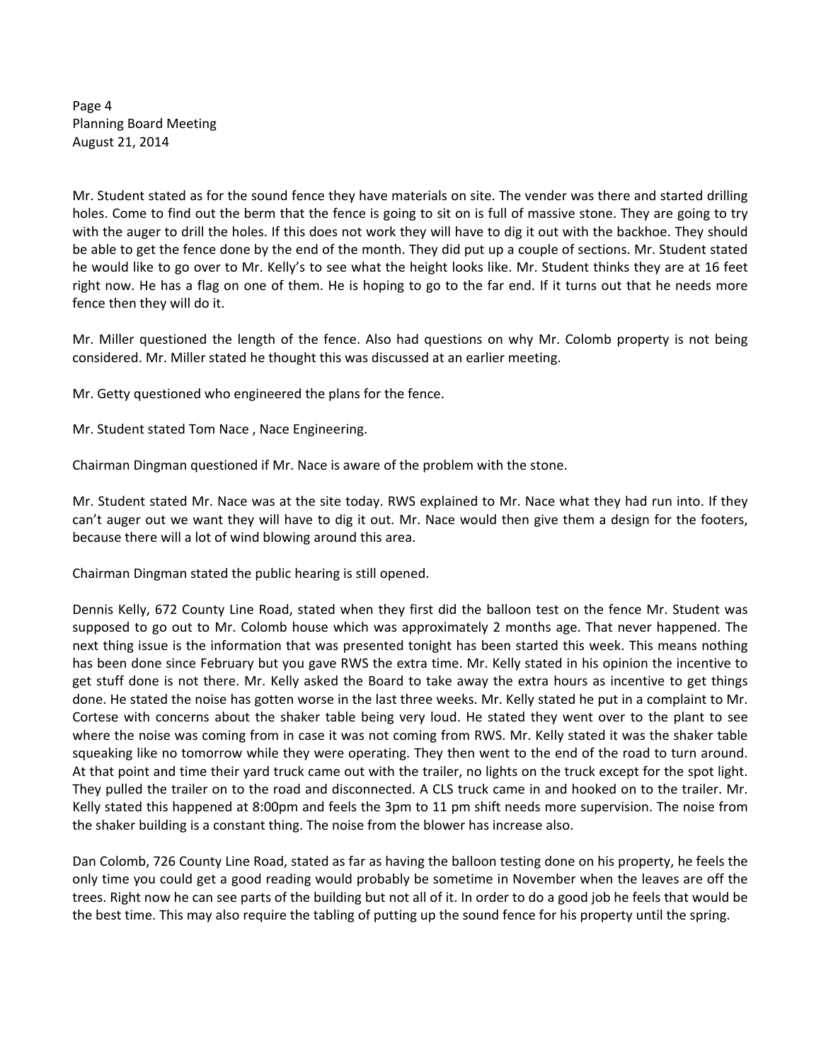Mr. Student stated as for the sound fence they have materials on site. The vender was there and started drilling holes. Come to find out the berm that the fence is going to sit on is full of massive stone. They are going to try with the auger to drill the holes. If this does not work they will have to dig it out with the backhoe. They should be able to get the fence done by the end of the month. They did put up a couple of sections. Mr. Student stated he would like to go over to Mr. Kelly's to see what the height looks like. Mr. Student thinks they are at 16 feet right now. He has a flag on one of them. He is hoping to go to the far end. If it turns out that he needs more fence then they will do it.

Mr. Miller questioned the length of the fence. Also had questions on why Mr. Colomb property is not being considered. Mr. Miller stated he thought this was discussed at an earlier meeting.

Mr. Getty questioned who engineered the plans for the fence.

Mr. Student stated Tom Nace , Nace Engineering.

Chairman Dingman questioned if Mr. Nace is aware of the problem with the stone.

Mr. Student stated Mr. Nace was at the site today. RWS explained to Mr. Nace what they had run into. If they can't auger out we want they will have to dig it out. Mr. Nace would then give them a design for the footers, because there will a lot of wind blowing around this area.

Chairman Dingman stated the public hearing is still opened.

Dennis Kelly, 672 County Line Road, stated when they first did the balloon test on the fence Mr. Student was supposed to go out to Mr. Colomb house which was approximately 2 months age. That never happened. The next thing issue is the information that was presented tonight has been started this week. This means nothing has been done since February but you gave RWS the extra time. Mr. Kelly stated in his opinion the incentive to get stuff done is not there. Mr. Kelly asked the Board to take away the extra hours as incentive to get things done. He stated the noise has gotten worse in the last three weeks. Mr. Kelly stated he put in a complaint to Mr. Cortese with concerns about the shaker table being very loud. He stated they went over to the plant to see where the noise was coming from in case it was not coming from RWS. Mr. Kelly stated it was the shaker table squeaking like no tomorrow while they were operating. They then went to the end of the road to turn around. At that point and time their yard truck came out with the trailer, no lights on the truck except for the spot light. They pulled the trailer on to the road and disconnected. A CLS truck came in and hooked on to the trailer. Mr. Kelly stated this happened at 8:00pm and feels the 3pm to 11 pm shift needs more supervision. The noise from the shaker building is a constant thing. The noise from the blower has increase also.

Dan Colomb, 726 County Line Road, stated as far as having the balloon testing done on his property, he feels the only time you could get a good reading would probably be sometime in November when the leaves are off the trees. Right now he can see parts of the building but not all of it. In order to do a good job he feels that would be the best time. This may also require the tabling of putting up the sound fence for his property until the spring.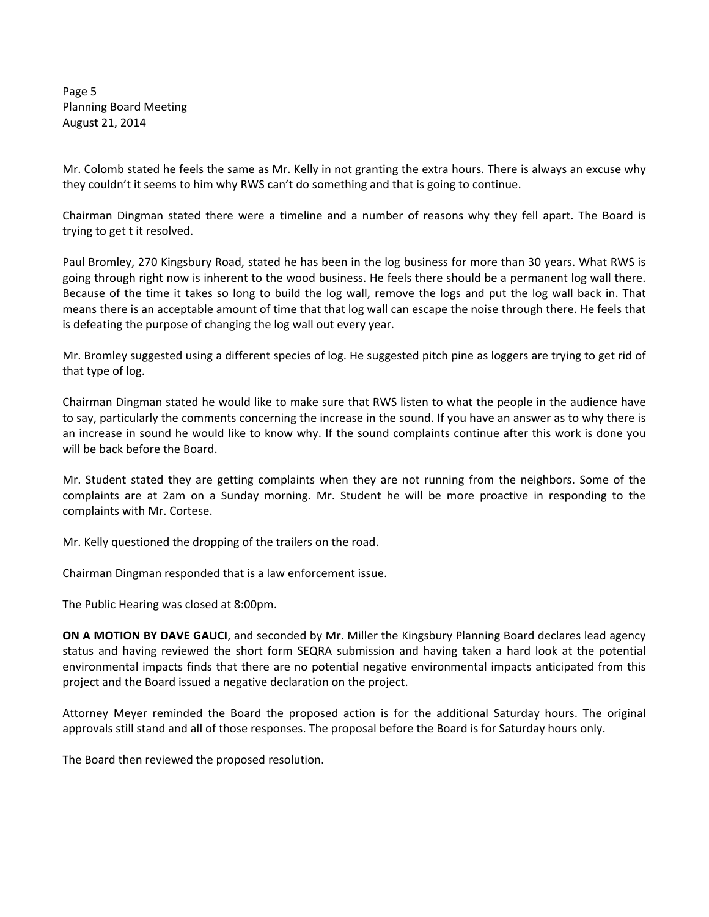Mr. Colomb stated he feels the same as Mr. Kelly in not granting the extra hours. There is always an excuse why they couldn't it seems to him why RWS can't do something and that is going to continue.

Chairman Dingman stated there were a timeline and a number of reasons why they fell apart. The Board is trying to get t it resolved.

Paul Bromley, 270 Kingsbury Road, stated he has been in the log business for more than 30 years. What RWS is going through right now is inherent to the wood business. He feels there should be a permanent log wall there. Because of the time it takes so long to build the log wall, remove the logs and put the log wall back in. That means there is an acceptable amount of time that that log wall can escape the noise through there. He feels that is defeating the purpose of changing the log wall out every year.

Mr. Bromley suggested using a different species of log. He suggested pitch pine as loggers are trying to get rid of that type of log.

Chairman Dingman stated he would like to make sure that RWS listen to what the people in the audience have to say, particularly the comments concerning the increase in the sound. If you have an answer as to why there is an increase in sound he would like to know why. If the sound complaints continue after this work is done you will be back before the Board.

Mr. Student stated they are getting complaints when they are not running from the neighbors. Some of the complaints are at 2am on a Sunday morning. Mr. Student he will be more proactive in responding to the complaints with Mr. Cortese.

Mr. Kelly questioned the dropping of the trailers on the road.

Chairman Dingman responded that is a law enforcement issue.

The Public Hearing was closed at 8:00pm.

**ON A MOTION BY DAVE GAUCI**, and seconded by Mr. Miller the Kingsbury Planning Board declares lead agency status and having reviewed the short form SEQRA submission and having taken a hard look at the potential environmental impacts finds that there are no potential negative environmental impacts anticipated from this project and the Board issued a negative declaration on the project.

Attorney Meyer reminded the Board the proposed action is for the additional Saturday hours. The original approvals still stand and all of those responses. The proposal before the Board is for Saturday hours only.

The Board then reviewed the proposed resolution.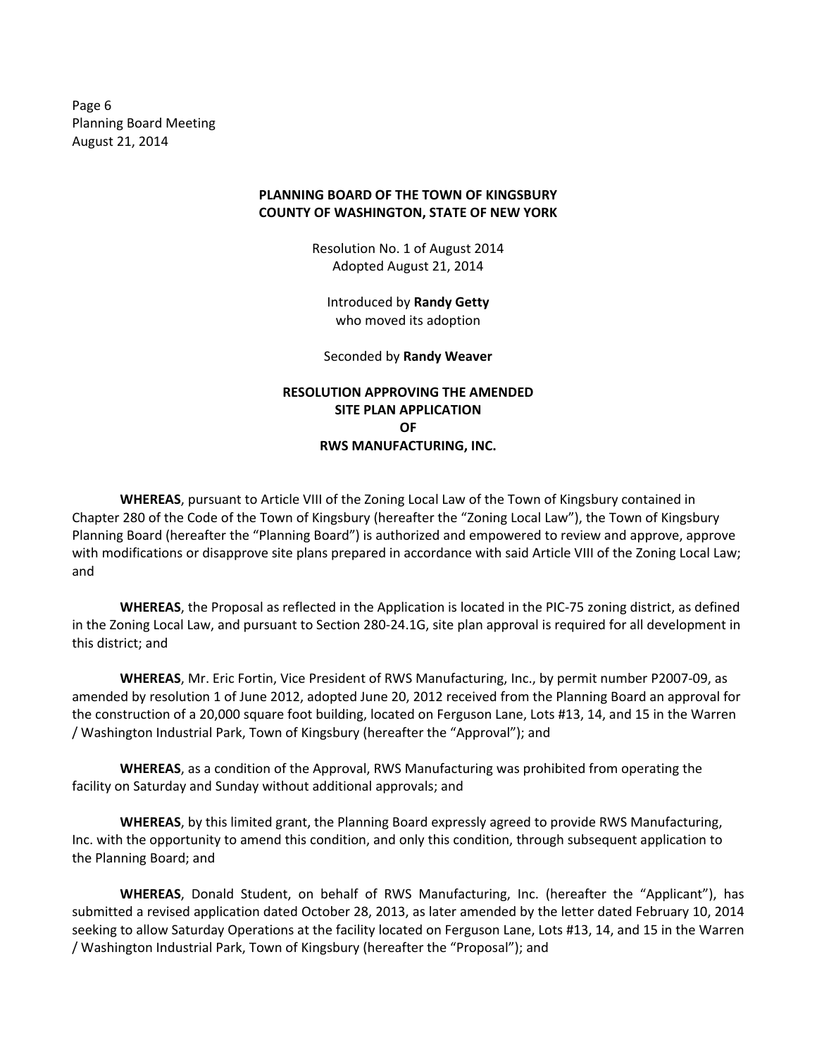**PLANNING BOARD OF THE TOWN OF KINGSBURY**
**COUNTY OF WASHINGTON, STATE OF NEW YORK**

Resolution No. 1 of August 2014
Adopted August 21, 2014

Introduced by **Randy Getty**
who moved its adoption

Seconded by **Randy Weaver**

**RESOLUTION APPROVING THE AMENDED SITE PLAN APPLICATION OF RWS MANUFACTURING, INC.**

**WHEREAS**, pursuant to Article VIII of the Zoning Local Law of the Town of Kingsbury contained in Chapter 280 of the Code of the Town of Kingsbury (hereafter the "Zoning Local Law"), the Town of Kingsbury Planning Board (hereafter the "Planning Board") is authorized and empowered to review and approve, approve with modifications or disapprove site plans prepared in accordance with said Article VIII of the Zoning Local Law; and

**WHEREAS**, the Proposal as reflected in the Application is located in the PIC-75 zoning district, as defined in the Zoning Local Law, and pursuant to Section 280-24.1G, site plan approval is required for all development in this district; and

**WHEREAS**, Mr. Eric Fortin, Vice President of RWS Manufacturing, Inc., by permit number P2007-09, as amended by resolution 1 of June 2012, adopted June 20, 2012 received from the Planning Board an approval for the construction of a 20,000 square foot building, located on Ferguson Lane, Lots #13, 14, and 15 in the Warren / Washington Industrial Park, Town of Kingsbury (hereafter the "Approval"); and

**WHEREAS**, as a condition of the Approval, RWS Manufacturing was prohibited from operating the facility on Saturday and Sunday without additional approvals; and

**WHEREAS**, by this limited grant, the Planning Board expressly agreed to provide RWS Manufacturing, Inc. with the opportunity to amend this condition, and only this condition, through subsequent application to the Planning Board; and

**WHEREAS**, Donald Student, on behalf of RWS Manufacturing, Inc. (hereafter the "Applicant"), has submitted a revised application dated October 28, 2013, as later amended by the letter dated February 10, 2014 seeking to allow Saturday Operations at the facility located on Ferguson Lane, Lots #13, 14, and 15 in the Warren / Washington Industrial Park, Town of Kingsbury (hereafter the "Proposal"); and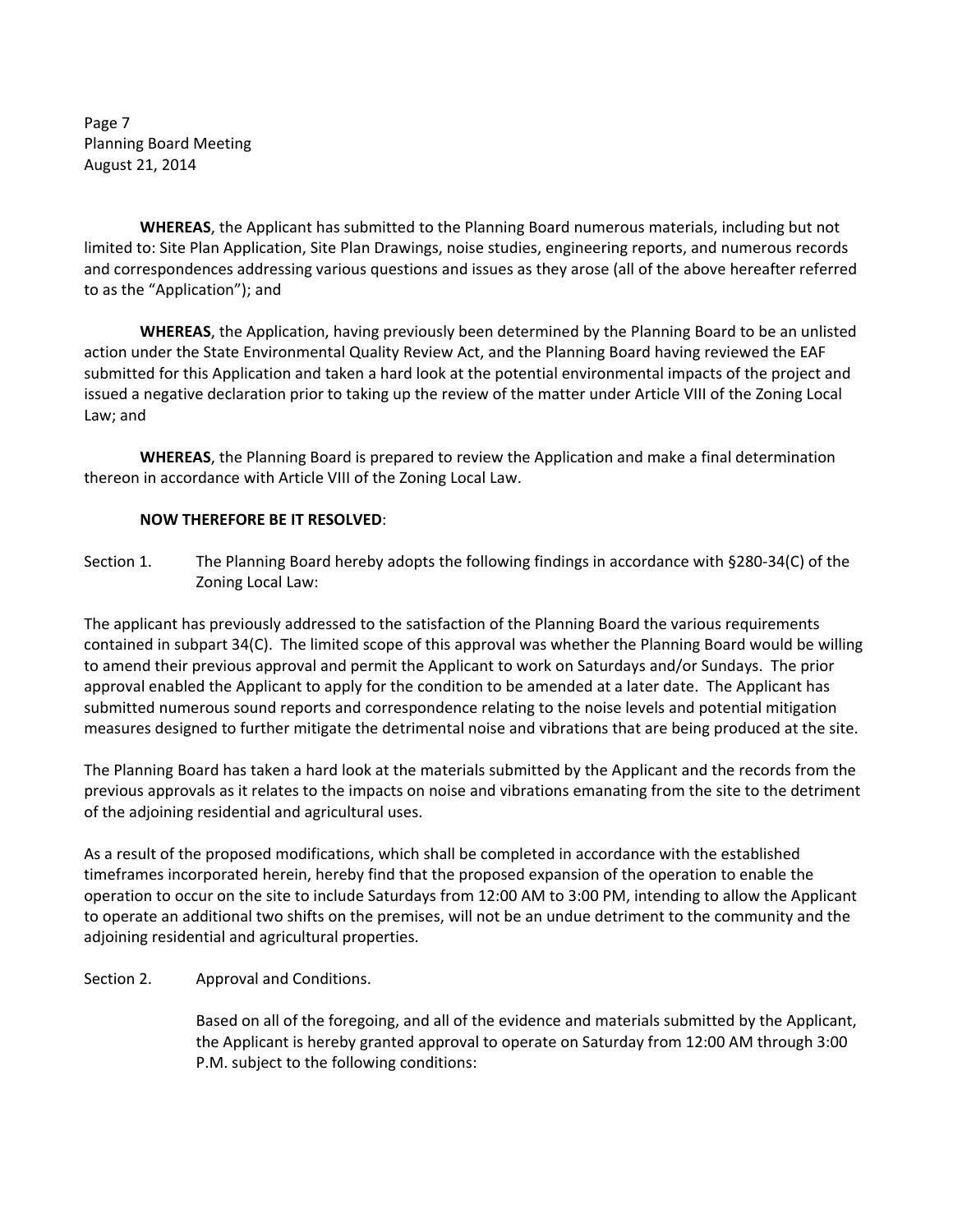**WHEREAS**, the Applicant has submitted to the Planning Board numerous materials, including but not limited to: Site Plan Application, Site Plan Drawings, noise studies, engineering reports, and numerous records and correspondences addressing various questions and issues as they arose (all of the above hereafter referred to as the "Application"); and

**WHEREAS**, the Application, having previously been determined by the Planning Board to be an unlisted action under the State Environmental Quality Review Act, and the Planning Board having reviewed the EAF submitted for this Application and taken a hard look at the potential environmental impacts of the project and issued a negative declaration prior to taking up the review of the matter under Article VIII of the Zoning Local Law; and

**WHEREAS**, the Planning Board is prepared to review the Application and make a final determination thereon in accordance with Article VIII of the Zoning Local Law.

**NOW THEREFORE BE IT RESOLVED**:

Section 1. The Planning Board hereby adopts the following findings in accordance with §280-34(C) of the Zoning Local Law:

The applicant has previously addressed to the satisfaction of the Planning Board the various requirements contained in subpart 34(C). The limited scope of this approval was whether the Planning Board would be willing to amend their previous approval and permit the Applicant to work on Saturdays and/or Sundays. The prior approval enabled the Applicant to apply for the condition to be amended at a later date. The Applicant has submitted numerous sound reports and correspondence relating to the noise levels and potential mitigation measures designed to further mitigate the detrimental noise and vibrations that are being produced at the site.

The Planning Board has taken a hard look at the materials submitted by the Applicant and the records from the previous approvals as it relates to the impacts on noise and vibrations emanating from the site to the detriment of the adjoining residential and agricultural uses.

As a result of the proposed modifications, which shall be completed in accordance with the established timeframes incorporated herein, hereby find that the proposed expansion of the operation to enable the operation to occur on the site to include Saturdays from 12:00 AM to 3:00 PM, intending to allow the Applicant to operate an additional two shifts on the premises, will not be an undue detriment to the community and the adjoining residential and agricultural properties.

Section 2. Approval and Conditions.

Based on all of the foregoing, and all of the evidence and materials submitted by the Applicant, the Applicant is hereby granted approval to operate on Saturday from 12:00 AM through 3:00 P.M. subject to the following conditions: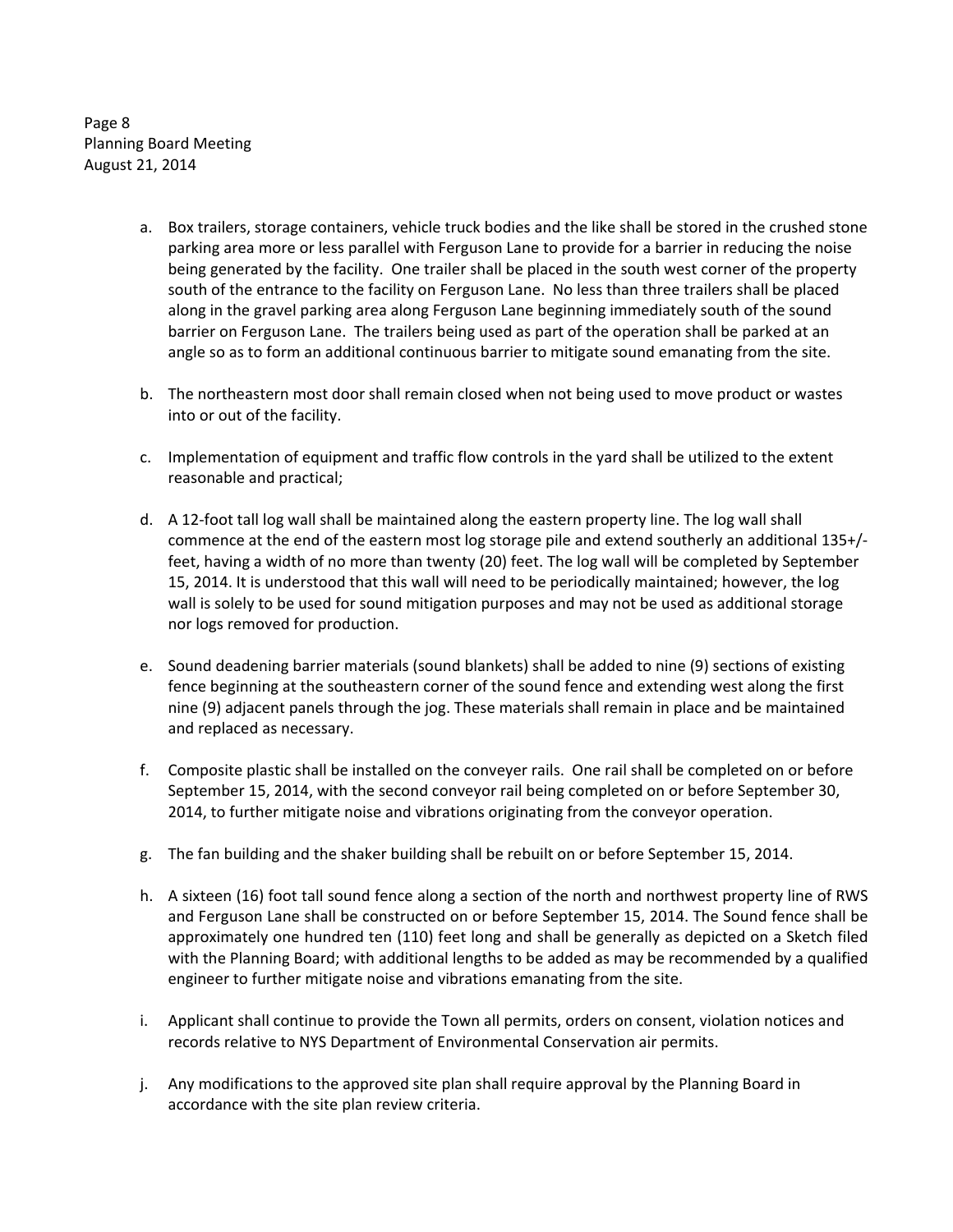a. Box trailers, storage containers, vehicle truck bodies and the like shall be stored in the crushed stone parking area more or less parallel with Ferguson Lane to provide for a barrier in reducing the noise being generated by the facility. One trailer shall be placed in the south west corner of the property south of the entrance to the facility on Ferguson Lane. No less than three trailers shall be placed along in the gravel parking area along Ferguson Lane beginning immediately south of the sound barrier on Ferguson Lane. The trailers being used as part of the operation shall be parked at an angle so as to form an additional continuous barrier to mitigate sound emanating from the site.

b. The northeastern most door shall remain closed when not being used to move product or wastes into or out of the facility.

c. Implementation of equipment and traffic flow controls in the yard shall be utilized to the extent reasonable and practical;

d. A 12-foot tall log wall shall be maintained along the eastern property line. The log wall shall commence at the end of the eastern most log storage pile and extend southerly an additional 135+/- feet, having a width of no more than twenty (20) feet. The log wall will be completed by September 15, 2014. It is understood that this wall will need to be periodically maintained; however, the log wall is solely to be used for sound mitigation purposes and may not be used as additional storage nor logs removed for production.

e. Sound deadening barrier materials (sound blankets) shall be added to nine (9) sections of existing fence beginning at the southeastern corner of the sound fence and extending west along the first nine (9) adjacent panels through the jog. These materials shall remain in place and be maintained and replaced as necessary.

f. Composite plastic shall be installed on the conveyer rails. One rail shall be completed on or before September 15, 2014, with the second conveyor rail being completed on or before September 30, 2014, to further mitigate noise and vibrations originating from the conveyor operation.

g. The fan building and the shaker building shall be rebuilt on or before September 15, 2014.

h. A sixteen (16) foot tall sound fence along a section of the north and northwest property line of RWS and Ferguson Lane shall be constructed on or before September 15, 2014. The Sound fence shall be approximately one hundred ten (110) feet long and shall be generally as depicted on a Sketch filed with the Planning Board; with additional lengths to be added as may be recommended by a qualified engineer to further mitigate noise and vibrations emanating from the site.

i. Applicant shall continue to provide the Town all permits, orders on consent, violation notices and records relative to NYS Department of Environmental Conservation air permits.

j. Any modifications to the approved site plan shall require approval by the Planning Board in accordance with the site plan review criteria.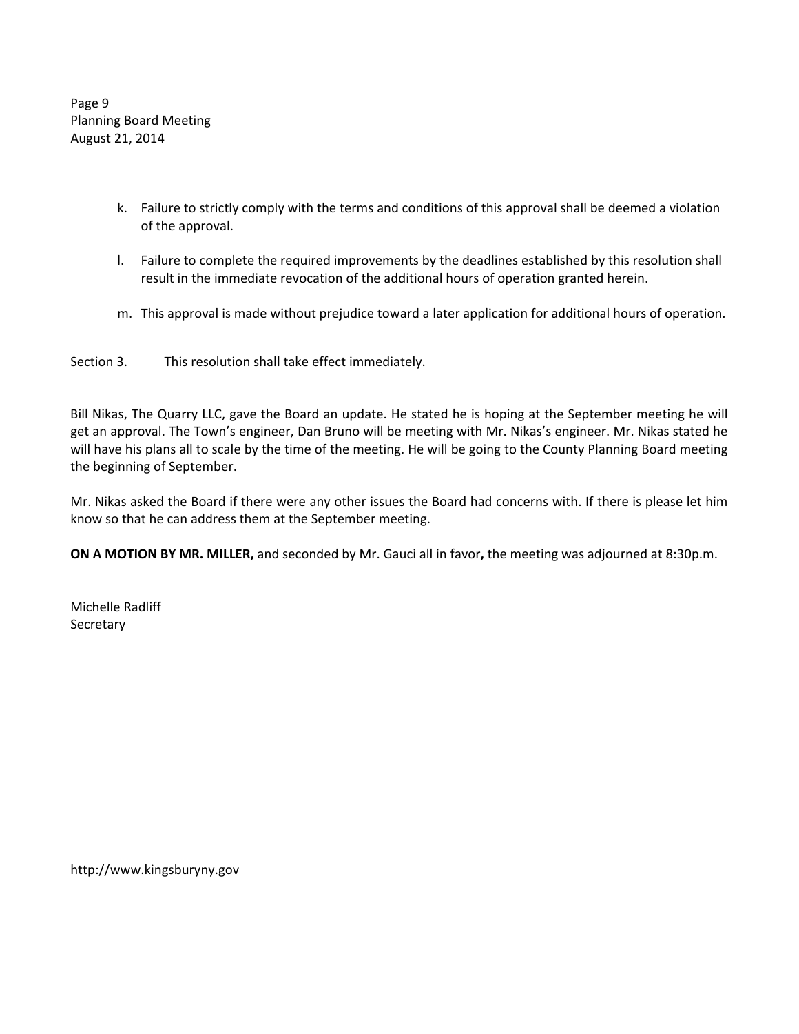k. Failure to strictly comply with the terms and conditions of this approval shall be deemed a violation of the approval.

l. Failure to complete the required improvements by the deadlines established by this resolution shall result in the immediate revocation of the additional hours of operation granted herein.

m. This approval is made without prejudice toward a later application for additional hours of operation.

Section 3. This resolution shall take effect immediately.

Bill Nikas, The Quarry LLC, gave the Board an update. He stated he is hoping at the September meeting he will get an approval. The Town's engineer, Dan Bruno will be meeting with Mr. Nikas's engineer. Mr. Nikas stated he will have his plans all to scale by the time of the meeting. He will be going to the County Planning Board meeting the beginning of September.

Mr. Nikas asked the Board if there were any other issues the Board had concerns with. If there is please let him know so that he can address them at the September meeting.

**ON A MOTION BY MR. MILLER,** and seconded by Mr. Gauci all in favor**,** the meeting was adjourned at 8:30p.m.

Michelle Radliff
Secretary

http://www.kingsburyny.gov